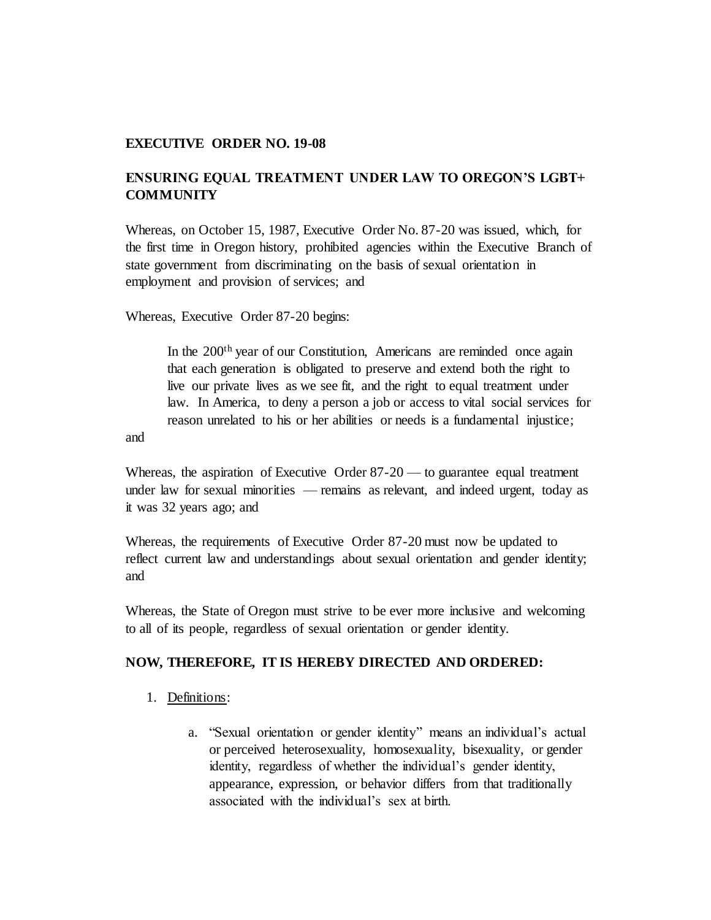**EXECUTIVE ORDER NO. 19-08**

**ENSURING EQUAL TREATMENT UNDER LAW TO OREGON'S LGBT+ COMMUNITY**

Whereas, on October 15, 1987, Executive Order No. 87-20 was issued, which, for the first time in Oregon history, prohibited agencies within the Executive Branch of state government from discriminating on the basis of sexual orientation in employment and provision of services; and

Whereas, Executive Order 87-20 begins:

> In the 200th year of our Constitution, Americans are reminded once again that each generation is obligated to preserve and extend both the right to live our private lives as we see fit, and the right to equal treatment under law. In America, to deny a person a job or access to vital social services for reason unrelated to his or her abilities or needs is a fundamental injustice;

and

Whereas, the aspiration of Executive Order 87-20 — to guarantee equal treatment under law for sexual minorities — remains as relevant, and indeed urgent, today as it was 32 years ago; and

Whereas, the requirements of Executive Order 87-20 must now be updated to reflect current law and understandings about sexual orientation and gender identity; and

Whereas, the State of Oregon must strive to be ever more inclusive and welcoming to all of its people, regardless of sexual orientation or gender identity.

**NOW, THEREFORE, IT IS HEREBY DIRECTED AND ORDERED:**

1. Definitions:

    a. "Sexual orientation or gender identity" means an individual's actual or perceived heterosexuality, homosexuality, bisexuality, or gender identity, regardless of whether the individual's gender identity, appearance, expression, or behavior differs from that traditionally associated with the individual's sex at birth.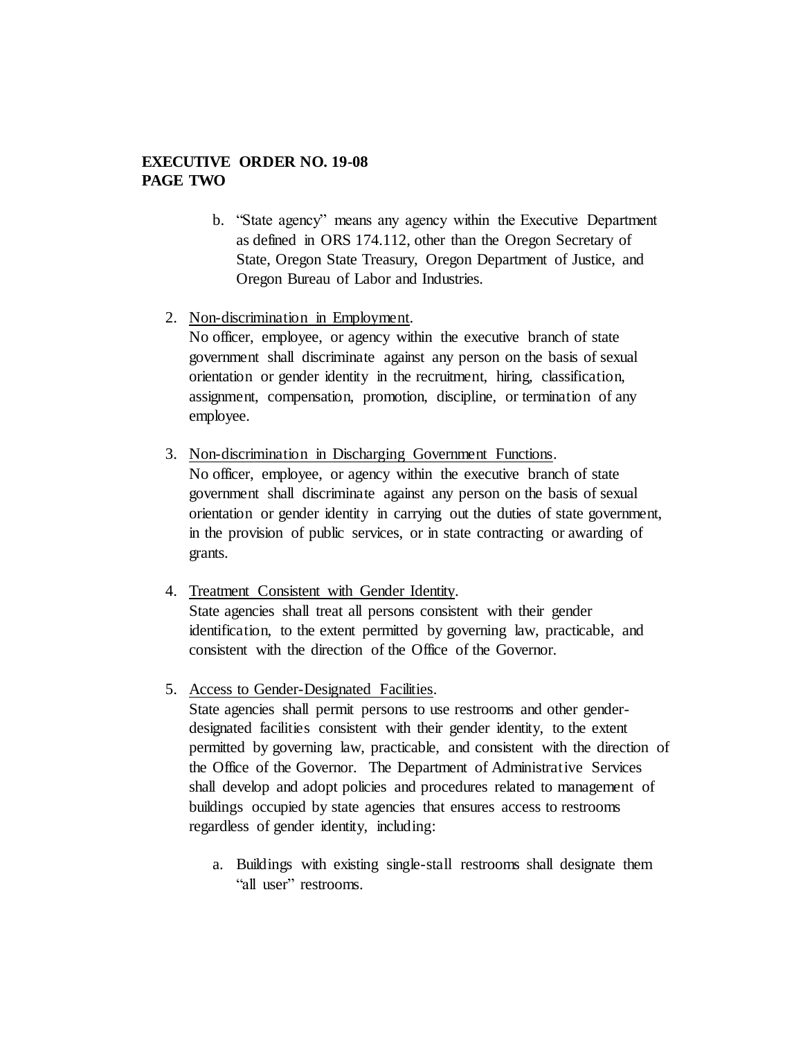b. "State agency" means any agency within the Executive Department as defined in ORS 174.112, other than the Oregon Secretary of State, Oregon State Treasury, Oregon Department of Justice, and Oregon Bureau of Labor and Industries.

2. <u>Non-discrimination in Employment</u>.
   No officer, employee, or agency within the executive branch of state government shall discriminate against any person on the basis of sexual orientation or gender identity in the recruitment, hiring, classification, assignment, compensation, promotion, discipline, or termination of any employee.

3. <u>Non-discrimination in Discharging Government Functions</u>.
   No officer, employee, or agency within the executive branch of state government shall discriminate against any person on the basis of sexual orientation or gender identity in carrying out the duties of state government, in the provision of public services, or in state contracting or awarding of grants.

4. <u>Treatment Consistent with Gender Identity</u>.
   State agencies shall treat all persons consistent with their gender identification, to the extent permitted by governing law, practicable, and consistent with the direction of the Office of the Governor.

5. <u>Access to Gender-Designated Facilities</u>.
   State agencies shall permit persons to use restrooms and other gender-designated facilities consistent with their gender identity, to the extent permitted by governing law, practicable, and consistent with the direction of the Office of the Governor. The Department of Administrative Services shall develop and adopt policies and procedures related to management of buildings occupied by state agencies that ensures access to restrooms regardless of gender identity, including:

   a. Buildings with existing single-stall restrooms shall designate them "all user" restrooms.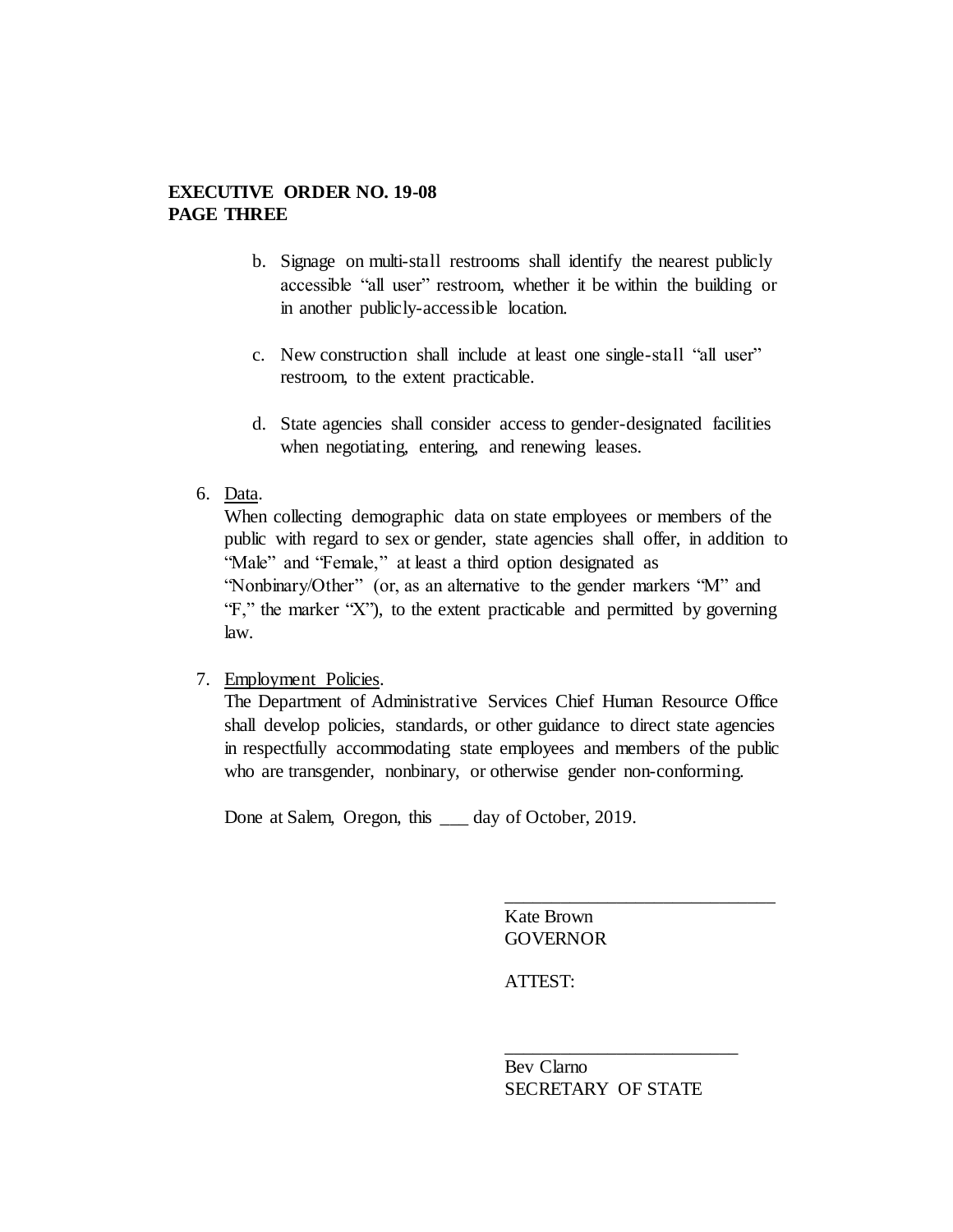b. Signage on multi-stall restrooms shall identify the nearest publicly accessible "all user" restroom, whether it be within the building or in another publicly-accessible location.

c. New construction shall include at least one single-stall "all user" restroom, to the extent practicable.

d. State agencies shall consider access to gender-designated facilities when negotiating, entering, and renewing leases.

6. Data.
   When collecting demographic data on state employees or members of the public with regard to sex or gender, state agencies shall offer, in addition to "Male" and "Female," at least a third option designated as "Nonbinary/Other" (or, as an alternative to the gender markers "M" and "F," the marker "X"), to the extent practicable and permitted by governing law.

7. Employment Policies.
   The Department of Administrative Services Chief Human Resource Office shall develop policies, standards, or other guidance to direct state agencies in respectfully accommodating state employees and members of the public who are transgender, nonbinary, or otherwise gender non-conforming.

Done at Salem, Oregon, this ___ day of October, 2019.

______________________________
Kate Brown
GOVERNOR

ATTEST:

__________________________
Bev Clarno
SECRETARY OF STATE